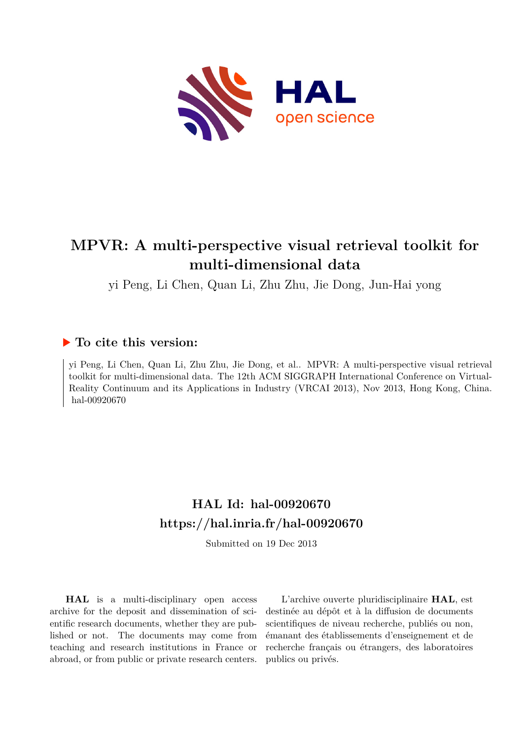# MPVR: A multi-perspective visual retrieval toolkit for multi-dimensional data

yi Peng, Li Chen, Quan Li, Zhu Zhu, Jie Dong, Jun-Hai yong

## To cite this version:

yi Peng, Li Chen, Quan Li, Zhu Zhu, Jie Dong, et al.. MPVR: A multi-perspective visual retrieval toolkit for multi-dimensional data. The 12th ACM SIGGRAPH International Conference on Virtual-Reality Continuum and its Applications in Industry (VRCAI 2013), Nov 2013, Hong Kong, China. hal-00920670

## HAL Id: hal-00920670

## https://hal.inria.fr/hal-00920670

Submitted on 19 Dec 2013

**HAL** is a multi-disciplinary open access archive for the deposit and dissemination of scientific research documents, whether they are published or not. The documents may come from teaching and research institutions in France or abroad, or from public or private research centers.

L'archive ouverte pluridisciplinaire **HAL**, est destinée au dépôt et à la diffusion de documents scientifiques de niveau recherche, publiés ou non, émanant des établissements d'enseignement et de recherche français ou étrangers, des laboratoires publics ou privés.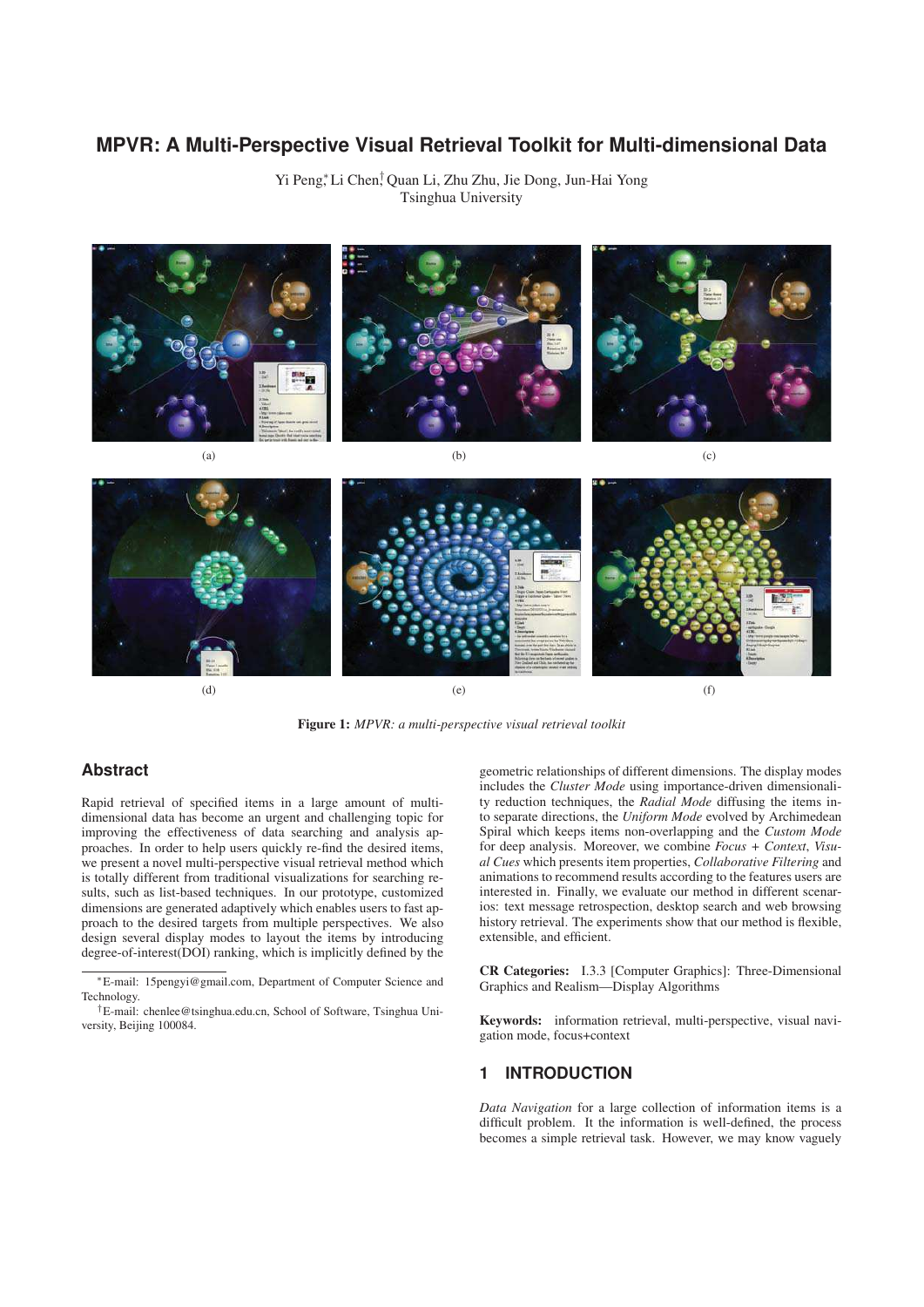# MPVR: A Multi-Perspective Visual Retrieval Toolkit for Multi-dimensional Data

Yi Peng,* Li Chen,† Quan Li, Zhu Zhu, Jie Dong, Jun-Hai Yong
Tsinghua University

(a) (b) (c)

(d) (e) (f)

**Figure 1:** *MPVR: a multi-perspective visual retrieval toolkit*

## Abstract

Rapid retrieval of specified items in a large amount of multi-dimensional data has become an urgent and challenging topic for improving the effectiveness of data searching and analysis approaches. In order to help users quickly re-find the desired items, we present a novel multi-perspective visual retrieval method which is totally different from traditional visualizations for searching results, such as list-based techniques. In our prototype, customized dimensions are generated adaptively which enables users to fast approach to the desired targets from multiple perspectives. We also design several display modes to layout the items by introducing degree-of-interest(DOI) ranking, which is implicitly defined by the geometric relationships of different dimensions. The display modes includes the *Cluster Mode* using importance-driven dimensionality reduction techniques, the *Radial Mode* diffusing the items into separate directions, the *Uniform Mode* evolved by Archimedean Spiral which keeps items non-overlapping and the *Custom Mode* for deep analysis. Moreover, we combine *Focus + Context*, *Visual Cues* which presents item properties, *Collaborative Filtering* and animations to recommend results according to the features users are interested in. Finally, we evaluate our method in different scenarios: text message retrospection, desktop search and web browsing history retrieval. The experiments show that our method is flexible, extensible, and efficient.

*E-mail: 15pengyi@gmail.com, Department of Computer Science and Technology.

†E-mail: chenlee@tsinghua.edu.cn, School of Software, Tsinghua University, Beijing 100084.

**CR Categories:** I.3.3 [Computer Graphics]: Three-Dimensional Graphics and Realism—Display Algorithms

**Keywords:** information retrieval, multi-perspective, visual navigation mode, focus+context

## 1 INTRODUCTION

*Data Navigation* for a large collection of information items is a difficult problem. It the information is well-defined, the process becomes a simple retrieval task. However, we may know vaguely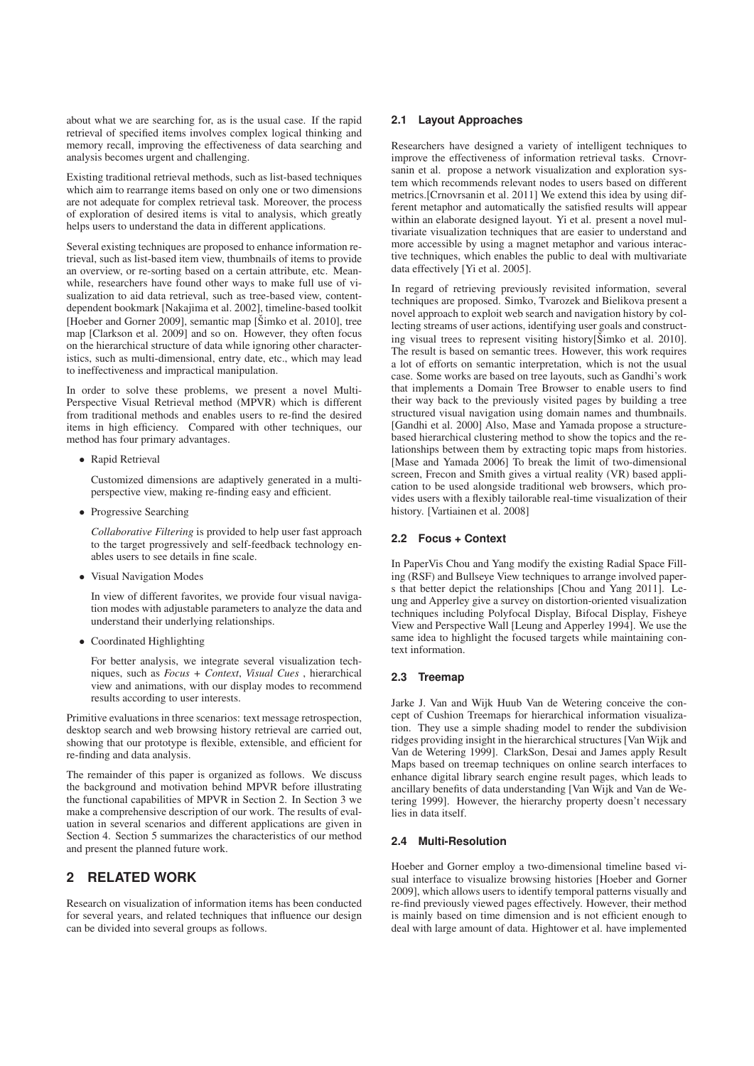about what we are searching for, as is the usual case. If the rapid retrieval of specified items involves complex logical thinking and memory recall, improving the effectiveness of data searching and analysis becomes urgent and challenging.

Existing traditional retrieval methods, such as list-based techniques which aim to rearrange items based on only one or two dimensions are not adequate for complex retrieval task. Moreover, the process of exploration of desired items is vital to analysis, which greatly helps users to understand the data in different applications.

Several existing techniques are proposed to enhance information retrieval, such as list-based item view, thumbnails of items to provide an overview, or re-sorting based on a certain attribute, etc. Meanwhile, researchers have found other ways to make full use of visualization to aid data retrieval, such as tree-based view, content-dependent bookmark [Nakajima et al. 2002], timeline-based toolkit [Hoeber and Gorner 2009], semantic map [Šimko et al. 2010], tree map [Clarkson et al. 2009] and so on. However, they often focus on the hierarchical structure of data while ignoring other characteristics, such as multi-dimensional, entry date, etc., which may lead to ineffectiveness and impractical manipulation.

In order to solve these problems, we present a novel Multi-Perspective Visual Retrieval method (MPVR) which is different from traditional methods and enables users to re-find the desired items in high efficiency. Compared with other techniques, our method has four primary advantages.

- Rapid Retrieval

  Customized dimensions are adaptively generated in a multi-perspective view, making re-finding easy and efficient.

- Progressive Searching

  *Collaborative Filtering* is provided to help user fast approach to the target progressively and self-feedback technology enables users to see details in fine scale.

- Visual Navigation Modes

  In view of different favorites, we provide four visual navigation modes with adjustable parameters to analyze the data and understand their underlying relationships.

- Coordinated Highlighting

  For better analysis, we integrate several visualization techniques, such as *Focus + Context*, *Visual Cues* , hierarchical view and animations, with our display modes to recommend results according to user interests.

Primitive evaluations in three scenarios: text message retrospection, desktop search and web browsing history retrieval are carried out, showing that our prototype is flexible, extensible, and efficient for re-finding and data analysis.

The remainder of this paper is organized as follows. We discuss the background and motivation behind MPVR before illustrating the functional capabilities of MPVR in Section 2. In Section 3 we make a comprehensive description of our work. The results of evaluation in several scenarios and different applications are given in Section 4. Section 5 summarizes the characteristics of our method and present the planned future work.

# 2 RELATED WORK

Research on visualization of information items has been conducted for several years, and related techniques that influence our design can be divided into several groups as follows.

## 2.1 Layout Approaches

Researchers have designed a variety of intelligent techniques to improve the effectiveness of information retrieval tasks. Crnovrsanin et al. propose a network visualization and exploration system which recommends relevant nodes to users based on different metrics.[Crnovrsanin et al. 2011] We extend this idea by using different metaphor and automatically the satisfied results will appear within an elaborate designed layout. Yi et al. present a novel multivariate visualization techniques that are easier to understand and more accessible by using a magnet metaphor and various interactive techniques, which enables the public to deal with multivariate data effectively [Yi et al. 2005].

In regard of retrieving previously revisited information, several techniques are proposed. Simko, Tvarozek and Bielikova present a novel approach to exploit web search and navigation history by collecting streams of user actions, identifying user goals and constructing visual trees to represent visiting history[Šimko et al. 2010]. The result is based on semantic trees. However, this work requires a lot of efforts on semantic interpretation, which is not the usual case. Some works are based on tree layouts, such as Gandhi's work that implements a Domain Tree Browser to enable users to find their way back to the previously visited pages by building a tree structured visual navigation using domain names and thumbnails. [Gandhi et al. 2000] Also, Mase and Yamada propose a structure-based hierarchical clustering method to show the topics and the relationships between them by extracting topic maps from histories. [Mase and Yamada 2006] To break the limit of two-dimensional screen, Frecon and Smith gives a virtual reality (VR) based application to be used alongside traditional web browsers, which provides users with a flexibly tailorable real-time visualization of their history. [Vartiainen et al. 2008]

## 2.2 Focus + Context

In PaperVis Chou and Yang modify the existing Radial Space Filling (RSF) and Bullseye View techniques to arrange involved papers that better depict the relationships [Chou and Yang 2011]. Leung and Apperley give a survey on distortion-oriented visualization techniques including Polyfocal Display, Bifocal Display, Fisheye View and Perspective Wall [Leung and Apperley 1994]. We use the same idea to highlight the focused targets while maintaining context information.

## 2.3 Treemap

Jarke J. Van and Wijk Huub Van de Wetering conceive the concept of Cushion Treemaps for hierarchical information visualization. They use a simple shading model to render the subdivision ridges providing insight in the hierarchical structures [Van Wijk and Van de Wetering 1999]. ClarkSon, Desai and James apply Result Maps based on treemap techniques on online search interfaces to enhance digital library search engine result pages, which leads to ancillary benefits of data understanding [Van Wijk and Van de Wetering 1999]. However, the hierarchy property doesn't necessary lies in data itself.

## 2.4 Multi-Resolution

Hoeber and Gorner employ a two-dimensional timeline based visual interface to visualize browsing histories [Hoeber and Gorner 2009], which allows users to identify temporal patterns visually and re-find previously viewed pages effectively. However, their method is mainly based on time dimension and is not efficient enough to deal with large amount of data. Hightower et al. have implemented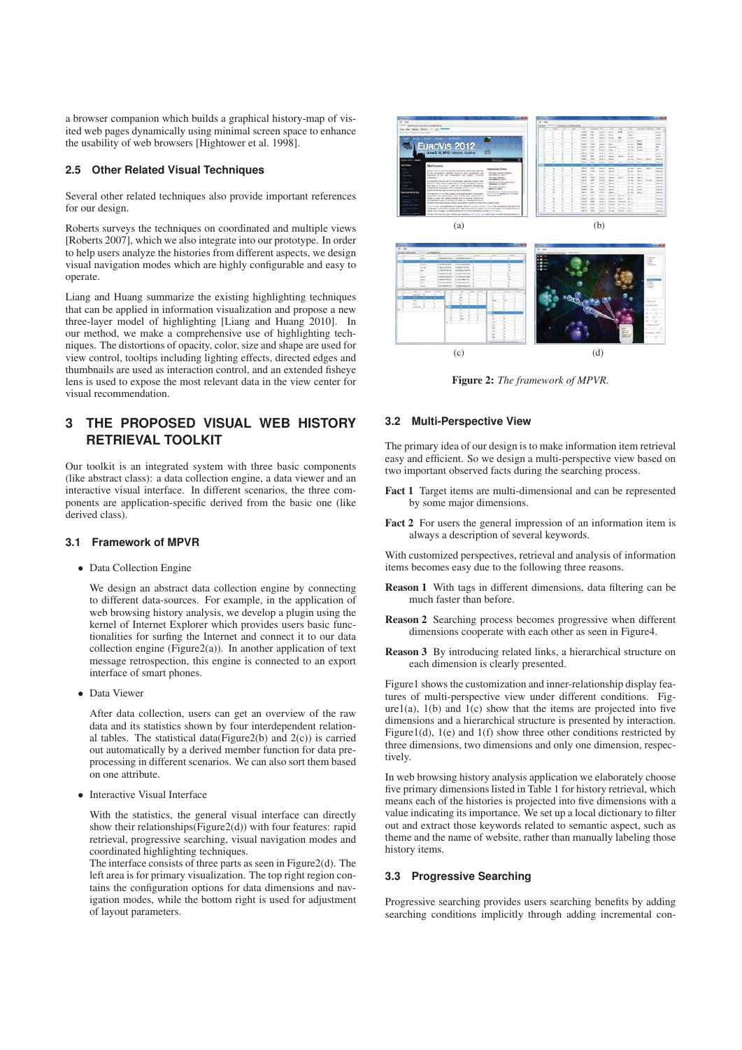a browser companion which builds a graphical history-map of visited web pages dynamically using minimal screen space to enhance the usability of web browsers [Hightower et al. 1998].

### 2.5 Other Related Visual Techniques

Several other related techniques also provide important references for our design.

Roberts surveys the techniques on coordinated and multiple views [Roberts 2007], which we also integrate into our prototype. In order to help users analyze the histories from different aspects, we design visual navigation modes which are highly configurable and easy to operate.

Liang and Huang summarize the existing highlighting techniques that can be applied in information visualization and propose a new three-layer model of highlighting [Liang and Huang 2010]. In our method, we make a comprehensive use of highlighting techniques. The distortions of opacity, color, size and shape are used for view control, tooltips including lighting effects, directed edges and thumbnails are used as interaction control, and an extended fisheye lens is used to expose the most relevant data in the view center for visual recommendation.

## 3 THE PROPOSED VISUAL WEB HISTORY RETRIEVAL TOOLKIT

Our toolkit is an integrated system with three basic components (like abstract class): a data collection engine, a data viewer and an interactive visual interface. In different scenarios, the three components are application-specific derived from the basic one (like derived class).

### 3.1 Framework of MPVR

- Data Collection Engine

  We design an abstract data collection engine by connecting to different data-sources. For example, in the application of web browsing history analysis, we develop a plugin using the kernel of Internet Explorer which provides users basic functionalities for surfing the Internet and connect it to our data collection engine (Figure2(a)). In another application of text message retrospection, this engine is connected to an export interface of smart phones.

- Data Viewer

  After data collection, users can get an overview of the raw data and its statistics shown by four interdependent relational tables. The statistical data(Figure2(b) and 2(c)) is carried out automatically by a derived member function for data preprocessing in different scenarios. We can also sort them based on one attribute.

- Interactive Visual Interface

  With the statistics, the general visual interface can directly show their relationships(Figure2(d)) with four features: rapid retrieval, progressive searching, visual navigation modes and coordinated highlighting techniques.
  The interface consists of three parts as seen in Figure2(d). The left area is for primary visualization. The top right region contains the configuration options for data dimensions and navigation modes, while the bottom right is used for adjustment of layout parameters.

(a) (b) (c) (d)

**Figure 2:** *The framework of MPVR.*

### 3.2 Multi-Perspective View

The primary idea of our design is to make information item retrieval easy and efficient. So we design a multi-perspective view based on two important observed facts during the searching process.

**Fact 1** Target items are multi-dimensional and can be represented by some major dimensions.

**Fact 2** For users the general impression of an information item is always a description of several keywords.

With customized perspectives, retrieval and analysis of information items becomes easy due to the following three reasons.

**Reason 1** With tags in different dimensions, data filtering can be much faster than before.

**Reason 2** Searching process becomes progressive when different dimensions cooperate with each other as seen in Figure4.

**Reason 3** By introducing related links, a hierarchical structure on each dimension is clearly presented.

Figure1 shows the customization and inner-relationship display features of multi-perspective view under different conditions. Figure1(a), 1(b) and 1(c) show that the items are projected into five dimensions and a hierarchical structure is presented by interaction. Figure1(d), 1(e) and 1(f) show three other conditions restricted by three dimensions, two dimensions and only one dimension, respectively.

In web browsing history analysis application we elaborately choose five primary dimensions listed in Table 1 for history retrieval, which means each of the histories is projected into five dimensions with a value indicating its importance. We set up a local dictionary to filter out and extract those keywords related to semantic aspect, such as theme and the name of website, rather than manually labeling those history items.

### 3.3 Progressive Searching

Progressive searching provides users searching benefits by adding searching conditions implicitly through adding incremental con-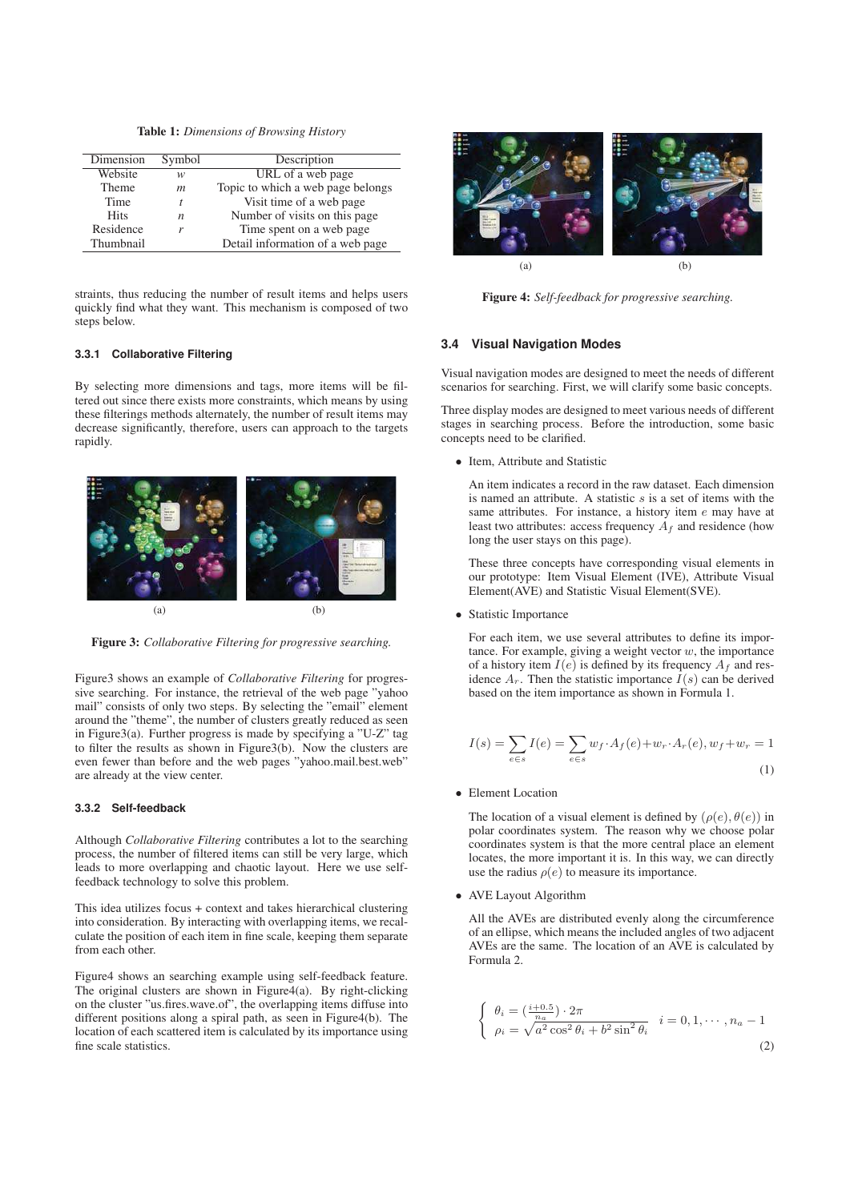**Table 1:** *Dimensions of Browsing History*

| Dimension | Symbol | Description |
|---|---|---|
| Website | $w$ | URL of a web page |
| Theme | $m$ | Topic to which a web page belongs |
| Time | $t$ | Visit time of a web page |
| Hits | $n$ | Number of visits on this page |
| Residence | $r$ | Time spent on a web page |
| Thumbnail | | Detail information of a web page |

straints, thus reducing the number of result items and helps users quickly find what they want. This mechanism is composed of two steps below.

### 3.3.1 Collaborative Filtering

By selecting more dimensions and tags, more items will be filtered out since there exists more constraints, which means by using these filterings methods alternately, the number of result items may decrease significantly, therefore, users can approach to the targets rapidly.

(a) (b)

**Figure 3:** *Collaborative Filtering for progressive searching.*

Figure3 shows an example of *Collaborative Filtering* for progressive searching. For instance, the retrieval of the web page "yahoo mail" consists of only two steps. By selecting the "email" element around the "theme", the number of clusters greatly reduced as seen in Figure3(a). Further progress is made by specifying a "U-Z" tag to filter the results as shown in Figure3(b). Now the clusters are even fewer than before and the web pages "yahoo.mail.best.web" are already at the view center.

### 3.3.2 Self-feedback

Although *Collaborative Filtering* contributes a lot to the searching process, the number of filtered items can still be very large, which leads to more overlapping and chaotic layout. Here we use self-feedback technology to solve this problem.

This idea utilizes focus + context and takes hierarchical clustering into consideration. By interacting with overlapping items, we recalculate the position of each item in fine scale, keeping them separate from each other.

Figure4 shows an searching example using self-feedback feature. The original clusters are shown in Figure4(a). By right-clicking on the cluster "us.fires.wave.of", the overlapping items diffuse into different positions along a spiral path, as seen in Figure4(b). The location of each scattered item is calculated by its importance using fine scale statistics.

(a) (b)

**Figure 4:** *Self-feedback for progressive searching.*

## 3.4 Visual Navigation Modes

Visual navigation modes are designed to meet the needs of different scenarios for searching. First, we will clarify some basic concepts.

Three display modes are designed to meet various needs of different stages in searching process. Before the introduction, some basic concepts need to be clarified.

- Item, Attribute and Statistic

  An item indicates a record in the raw dataset. Each dimension is named an attribute. A statistic $s$ is a set of items with the same attributes. For instance, a history item $e$ may have at least two attributes: access frequency $A_f$ and residence (how long the user stays on this page).

  These three concepts have corresponding visual elements in our prototype: Item Visual Element (IVE), Attribute Visual Element(AVE) and Statistic Visual Element(SVE).

- Statistic Importance

  For each item, we use several attributes to define its importance. For example, giving a weight vector $w$, the importance of a history item $I(e)$ is defined by its frequency $A_f$ and residence $A_r$. Then the statistic importance $I(s)$ can be derived based on the item importance as shown in Formula 1.

$$I(s) = \sum_{e \in s} I(e) = \sum_{e \in s} w_f \cdot A_f(e) + w_r \cdot A_r(e), w_f + w_r = 1 \tag{1}$$

- Element Location

  The location of a visual element is defined by $(\rho(e), \theta(e))$ in polar coordinates system. The reason why we choose polar coordinates system is that the more central place an element locates, the more important it is. In this way, we can directly use the radius $\rho(e)$ to measure its importance.

- AVE Layout Algorithm

  All the AVEs are distributed evenly along the circumference of an ellipse, which means the included angles of two adjacent AVEs are the same. The location of an AVE is calculated by Formula 2.

$$\begin{cases} \theta_i = (\frac{i+0.5}{n_a}) \cdot 2\pi \\ \rho_i = \sqrt{a^2 \cos^2 \theta_i + b^2 \sin^2 \theta_i} \end{cases} \quad i = 0, 1, \cdots, n_a - 1 \tag{2}$$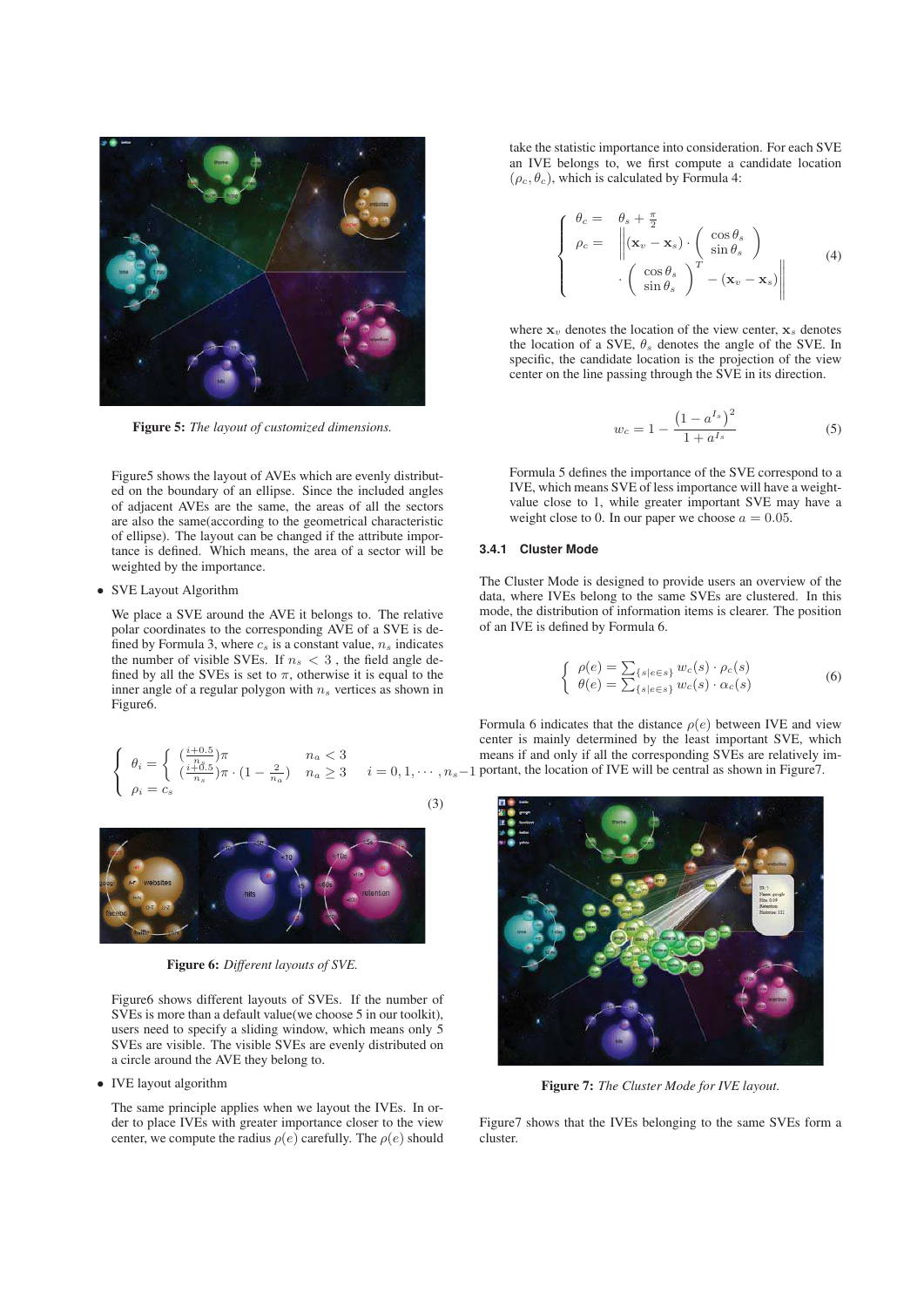Figure 5: *The layout of customized dimensions.*

Figure5 shows the layout of AVEs which are evenly distributed on the boundary of an ellipse. Since the included angles of adjacent AVEs are the same, the areas of all the sectors are also the same(according to the geometrical characteristic of ellipse). The layout can be changed if the attribute importance is defined. Which means, the area of a sector will be weighted by the importance.

- SVE Layout Algorithm

We place a SVE around the AVE it belongs to. The relative polar coordinates to the corresponding AVE of a SVE is defined by Formula 3, where $c_s$ is a constant value, $n_s$ indicates the number of visible SVEs. If $n_s < 3$ , the field angle defined by all the SVEs is set to $\pi$, otherwise it is equal to the inner angle of a regular polygon with $n_s$ vertices as shown in Figure6.

$$\begin{cases} \theta_i = \begin{cases} (\frac{i+0.5}{n_s})\pi & n_a < 3 \\ (\frac{i+0.5}{n_s})\pi \cdot (1 - \frac{2}{n_a}) & n_a \geq 3 \end{cases} & i = 0, 1, \cdots, n_s - 1 \\ \rho_i = c_s \end{cases} \tag{3}$$

Figure 6: *Different layouts of SVE.*

Figure6 shows different layouts of SVEs. If the number of SVEs is more than a default value(we choose 5 in our toolkit), users need to specify a sliding window, which means only 5 SVEs are visible. The visible SVEs are evenly distributed on a circle around the AVE they belong to.

- IVE layout algorithm

The same principle applies when we layout the IVEs. In order to place IVEs with greater importance closer to the view center, we compute the radius $\rho(e)$ carefully. The $\rho(e)$ should take the statistic importance into consideration. For each SVE an IVE belongs to, we first compute a candidate location $(\rho_c, \theta_c)$, which is calculated by Formula 4:

$$\begin{cases} \theta_c = & \theta_s + \frac{\pi}{2} \\ \rho_c = & \left\| (\mathbf{x}_v - \mathbf{x}_s) \cdot \begin{pmatrix} \cos\theta_s \\ \sin\theta_s \end{pmatrix} \right. \\ & \left. \cdot \begin{pmatrix} \cos\theta_s \\ \sin\theta_s \end{pmatrix}^T - (\mathbf{x}_v - \mathbf{x}_s) \right\| \end{cases} \tag{4}$$

where $\mathbf{x}_v$ denotes the location of the view center, $\mathbf{x}_s$ denotes the location of a SVE, $\theta_s$ denotes the angle of the SVE. In specific, the candidate location is the projection of the view center on the line passing through the SVE in its direction.

$$w_c = 1 - \frac{\left(1 - a^{I_s}\right)^2}{1 + a^{I_s}} \tag{5}$$

Formula 5 defines the importance of the SVE correspond to a IVE, which means SVE of less importance will have a weight-value close to 1, while greater important SVE may have a weight close to 0. In our paper we choose $a = 0.05$.

### 3.4.1 Cluster Mode

The Cluster Mode is designed to provide users an overview of the data, where IVEs belong to the same SVEs are clustered. In this mode, the distribution of information items is clearer. The position of an IVE is defined by Formula 6.

$$\begin{cases} \rho(e) = \sum_{\{s|e \in s\}} w_c(s) \cdot \rho_c(s) \\ \theta(e) = \sum_{\{s|e \in s\}} w_c(s) \cdot \alpha_c(s) \end{cases} \tag{6}$$

Formula 6 indicates that the distance $\rho(e)$ between IVE and view center is mainly determined by the least important SVE, which means if and only if all the corresponding SVEs are relatively important, the location of IVE will be central as shown in Figure7.

Figure 7: *The Cluster Mode for IVE layout.*

Figure7 shows that the IVEs belonging to the same SVEs form a cluster.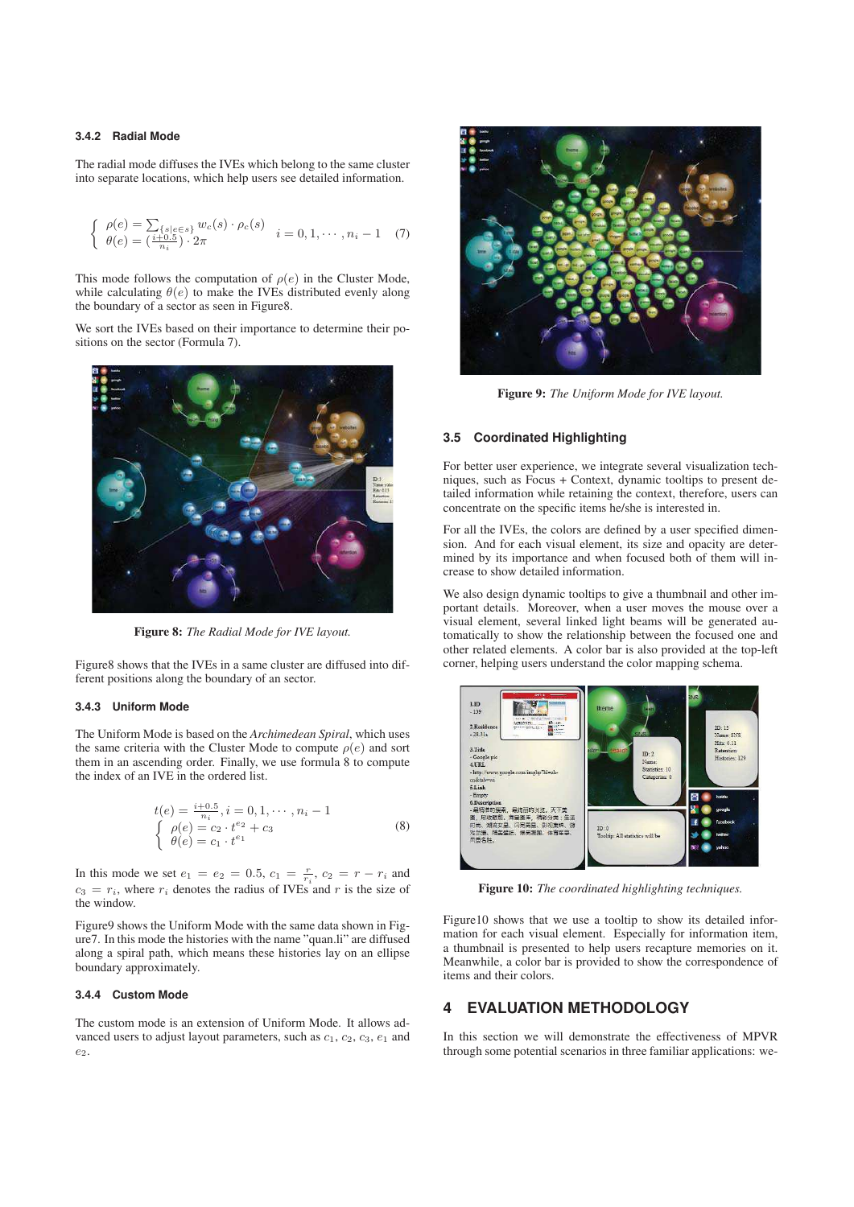#### 3.4.2 Radial Mode

The radial mode diffuses the IVEs which belong to the same cluster into separate locations, which help users see detailed information.

$$\begin{cases} \rho(e) = \sum_{\{s|e \in s\}} w_c(s) \cdot \rho_c(s) \\ \theta(e) = (\frac{i+0.5}{n_i}) \cdot 2\pi \end{cases} \quad i = 0, 1, \cdots, n_i - 1 \quad (7)$$

This mode follows the computation of $\rho(e)$ in the Cluster Mode, while calculating $\theta(e)$ to make the IVEs distributed evenly along the boundary of a sector as seen in Figure8.

We sort the IVEs based on their importance to determine their positions on the sector (Formula 7).

**Figure 8:** *The Radial Mode for IVE layout.*

Figure8 shows that the IVEs in a same cluster are diffused into different positions along the boundary of an sector.

#### 3.4.3 Uniform Mode

The Uniform Mode is based on the *Archimedean Spiral*, which uses the same criteria with the Cluster Mode to compute $\rho(e)$ and sort them in an ascending order. Finally, we use formula 8 to compute the index of an IVE in the ordered list.

$$t(e) = \frac{i+0.5}{n_i}, i = 0, 1, \cdots, n_i - 1$$
$$\begin{cases} \rho(e) = c_2 \cdot t^{e_2} + c_3 \\ \theta(e) = c_1 \cdot t^{e_1} \end{cases} \quad (8)$$

In this mode we set $e_1 = e_2 = 0.5$, $c_1 = \frac{r}{r_i}$, $c_2 = r - r_i$ and $c_3 = r_i$, where $r_i$ denotes the radius of IVEs and $r$ is the size of the window.

Figure9 shows the Uniform Mode with the same data shown in Figure7. In this mode the histories with the name "quan.li" are diffused along a spiral path, which means these histories lay on an ellipse boundary approximately.

#### 3.4.4 Custom Mode

The custom mode is an extension of Uniform Mode. It allows advanced users to adjust layout parameters, such as $c_1$, $c_2$, $c_3$, $e_1$ and $e_2$.

**Figure 9:** *The Uniform Mode for IVE layout.*

### 3.5 Coordinated Highlighting

For better user experience, we integrate several visualization techniques, such as Focus + Context, dynamic tooltips to present detailed information while retaining the context, therefore, users can concentrate on the specific items he/she is interested in.

For all the IVEs, the colors are defined by a user specified dimension. And for each visual element, its size and opacity are determined by its importance and when focused both of them will increase to show detailed information.

We also design dynamic tooltips to give a thumbnail and other important details. Moreover, when a user moves the mouse over a visual element, several linked light beams will be generated automatically to show the relationship between the focused one and other related elements. A color bar is also provided at the top-left corner, helping users understand the color mapping schema.

**Figure 10:** *The coordinated highlighting techniques.*

Figure10 shows that we use a tooltip to show its detailed information for each visual element. Especially for information item, a thumbnail is presented to help users recapture memories on it. Meanwhile, a color bar is provided to show the correspondence of items and their colors.

## 4 EVALUATION METHODOLOGY

In this section we will demonstrate the effectiveness of MPVR through some potential scenarios in three familiar applications: we-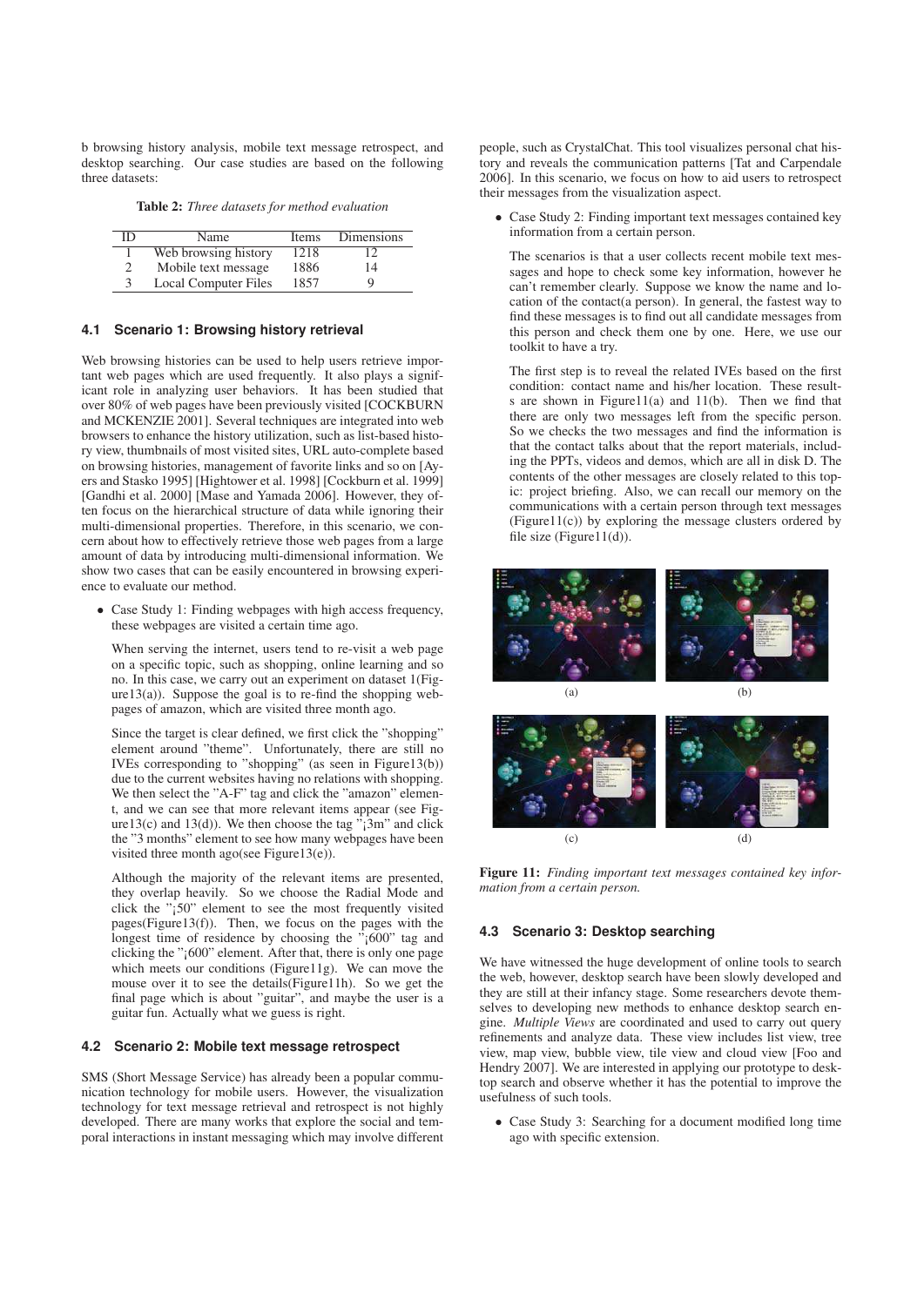b browsing history analysis, mobile text message retrospect, and desktop searching. Our case studies are based on the following three datasets:

**Table 2:** *Three datasets for method evaluation*

| ID | Name | Items | Dimensions |
|---|---|---|---|
| 1 | Web browsing history | 1218 | 12 |
| 2 | Mobile text message | 1886 | 14 |
| 3 | Local Computer Files | 1857 | 9 |

### 4.1 Scenario 1: Browsing history retrieval

Web browsing histories can be used to help users retrieve important web pages which are used frequently. It also plays a significant role in analyzing user behaviors. It has been studied that over 80% of web pages have been previously visited [COCKBURN and MCKENZIE 2001]. Several techniques are integrated into web browsers to enhance the history utilization, such as list-based history view, thumbnails of most visited sites, URL auto-complete based on browsing histories, management of favorite links and so on [Ayers and Stasko 1995] [Hightower et al. 1998] [Cockburn et al. 1999] [Gandhi et al. 2000] [Mase and Yamada 2006]. However, they often focus on the hierarchical structure of data while ignoring their multi-dimensional properties. Therefore, in this scenario, we concern about how to effectively retrieve those web pages from a large amount of data by introducing multi-dimensional information. We show two cases that can be easily encountered in browsing experience to evaluate our method.

- Case Study 1: Finding webpages with high access frequency, these webpages are visited a certain time ago.

  When serving the internet, users tend to re-visit a web page on a specific topic, such as shopping, online learning and so no. In this case, we carry out an experiment on dataset 1(Figure13(a)). Suppose the goal is to re-find the shopping webpages of amazon, which are visited three month ago.

  Since the target is clear defined, we first click the "shopping" element around "theme". Unfortunately, there are still no IVEs corresponding to "shopping" (as seen in Figure13(b)) due to the current websites having no relations with shopping. We then select the "A-F" tag and click the "amazon" element, and we can see that more relevant items appear (see Figure13(c) and 13(d)). We then choose the tag "¡3m" and click the "3 months" element to see how many webpages have been visited three month ago(see Figure13(e)).

  Although the majority of the relevant items are presented, they overlap heavily. So we choose the Radial Mode and click the "¡50" element to see the most frequently visited pages(Figure13(f)). Then, we focus on the pages with the longest time of residence by choosing the "¡600" tag and clicking the "¡600" element. After that, there is only one page which meets our conditions (Figure11g). We can move the mouse over it to see the details(Figure11h). So we get the final page which is about "guitar", and maybe the user is a guitar fun. Actually what we guess is right.

### 4.2 Scenario 2: Mobile text message retrospect

SMS (Short Message Service) has already been a popular communication technology for mobile users. However, the visualization technology for text message retrieval and retrospect is not highly developed. There are many works that explore the social and temporal interactions in instant messaging which may involve different people, such as CrystalChat. This tool visualizes personal chat history and reveals the communication patterns [Tat and Carpendale 2006]. In this scenario, we focus on how to aid users to retrospect their messages from the visualization aspect.

- Case Study 2: Finding important text messages contained key information from a certain person.

  The scenarios is that a user collects recent mobile text messages and hope to check some key information, however he can't remember clearly. Suppose we know the name and location of the contact(a person). In general, the fastest way to find these messages is to find out all candidate messages from this person and check them one by one. Here, we use our toolkit to have a try.

  The first step is to reveal the related IVEs based on the first condition: contact name and his/her location. These results are shown in Figure11(a) and 11(b). Then we find that there are only two messages left from the specific person. So we checks the two messages and find the information is that the contact talks about that the report materials, including the PPTs, videos and demos, which are all in disk D. The contents of the other messages are closely related to this topic: project briefing. Also, we can recall our memory on the communications with a certain person through text messages (Figure11(c)) by exploring the message clusters ordered by file size (Figure11(d)).

(a) (b)

(c) (d)

**Figure 11:** *Finding important text messages contained key information from a certain person.*

### 4.3 Scenario 3: Desktop searching

We have witnessed the huge development of online tools to search the web, however, desktop search have been slowly developed and they are still at their infancy stage. Some researchers devote themselves to developing new methods to enhance desktop search engine. *Multiple Views* are coordinated and used to carry out query refinements and analyze data. These view includes list view, tree view, map view, bubble view, tile view and cloud view [Foo and Hendry 2007]. We are interested in applying our prototype to desktop search and observe whether it has the potential to improve the usefulness of such tools.

- Case Study 3: Searching for a document modified long time ago with specific extension.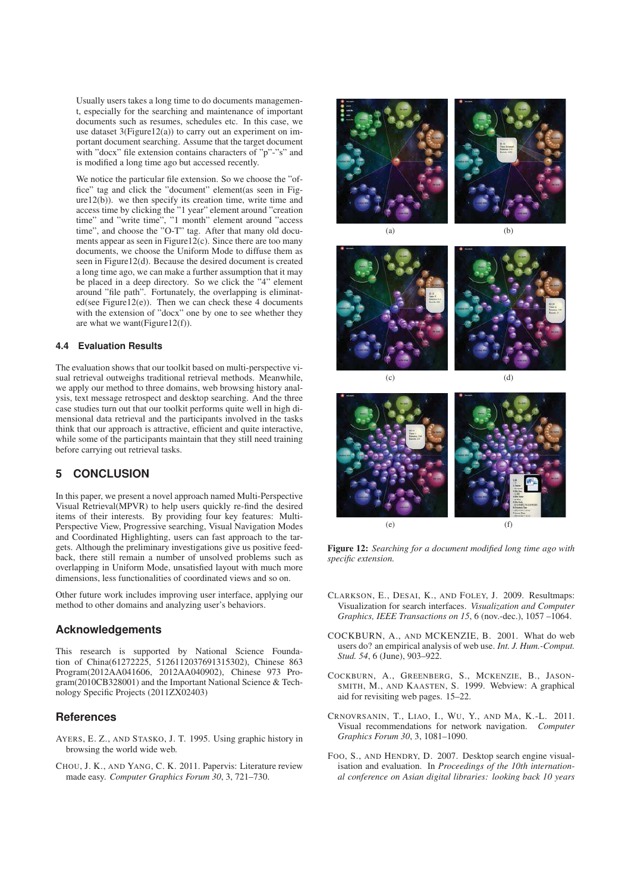Usually users takes a long time to do documents management, especially for the searching and maintenance of important documents such as resumes, schedules etc. In this case, we use dataset 3(Figure12(a)) to carry out an experiment on important document searching. Assume that the target document with "docx" file extension contains characters of "p"-"s" and is modified a long time ago but accessed recently.

We notice the particular file extension. So we choose the "office" tag and click the "document" element(as seen in Figure12(b)). we then specify its creation time, write time and access time by clicking the "1 year" element around "creation time" and "write time", "1 month" element around "access time", and choose the "O-T" tag. After that many old documents appear as seen in Figure12(c). Since there are too many documents, we choose the Uniform Mode to diffuse them as seen in Figure12(d). Because the desired document is created a long time ago, we can make a further assumption that it may be placed in a deep directory. So we click the "4" element around "file path". Fortunately, the overlapping is eliminated(see Figure12(e)). Then we can check these 4 documents with the extension of "docx" one by one to see whether they are what we want(Figure12(f)).

### 4.4 Evaluation Results

The evaluation shows that our toolkit based on multi-perspective visual retrieval outweighs traditional retrieval methods. Meanwhile, we apply our method to three domains, web browsing history analysis, text message retrospect and desktop searching. And the three case studies turn out that our toolkit performs quite well in high dimensional data retrieval and the participants involved in the tasks think that our approach is attractive, efficient and quite interactive, while some of the participants maintain that they still need training before carrying out retrieval tasks.

## 5 CONCLUSION

In this paper, we present a novel approach named Multi-Perspective Visual Retrieval(MPVR) to help users quickly re-find the desired items of their interests. By providing four key features: Multi-Perspective View, Progressive searching, Visual Navigation Modes and Coordinated Highlighting, users can fast approach to the targets. Although the preliminary investigations give us positive feedback, there still remain a number of unsolved problems such as overlapping in Uniform Mode, unsatisfied layout with much more dimensions, less functionalities of coordinated views and so on.

Other future work includes improving user interface, applying our method to other domains and analyzing user's behaviors.

## Acknowledgements

This research is supported by National Science Foundation of China(61272225, 5126112037691315302), Chinese 863 Program(2012AA041606, 2012AA040902), Chinese 973 Program(2010CB328001) and the Important National Science & Technology Specific Projects (2011ZX02403)

(a) (b) (c) (d) (e) (f)

**Figure 12:** *Searching for a document modified long time ago with specific extension.*

## References

AYERS, E. Z., AND STASKO, J. T. 1995. Using graphic history in browsing the world wide web.

CHOU, J. K., AND YANG, C. K. 2011. Papervis: Literature review made easy. *Computer Graphics Forum 30*, 3, 721–730.

CLARKSON, E., DESAI, K., AND FOLEY, J. 2009. Resultmaps: Visualization for search interfaces. *Visualization and Computer Graphics, IEEE Transactions on 15*, 6 (nov.-dec.), 1057 –1064.

COCKBURN, A., AND MCKENZIE, B. 2001. What do web users do? an empirical analysis of web use. *Int. J. Hum.-Comput. Stud. 54*, 6 (June), 903–922.

COCKBURN, A., GREENBERG, S., MCKENZIE, B., JASONSMITH, M., AND KAASTEN, S. 1999. Webview: A graphical aid for revisiting web pages. 15–22.

CRNOVRSANIN, T., LIAO, I., WU, Y., AND MA, K.-L. 2011. Visual recommendations for network navigation. *Computer Graphics Forum 30*, 3, 1081–1090.

FOO, S., AND HENDRY, D. 2007. Desktop search engine visualisation and evaluation. In *Proceedings of the 10th international conference on Asian digital libraries: looking back 10 years*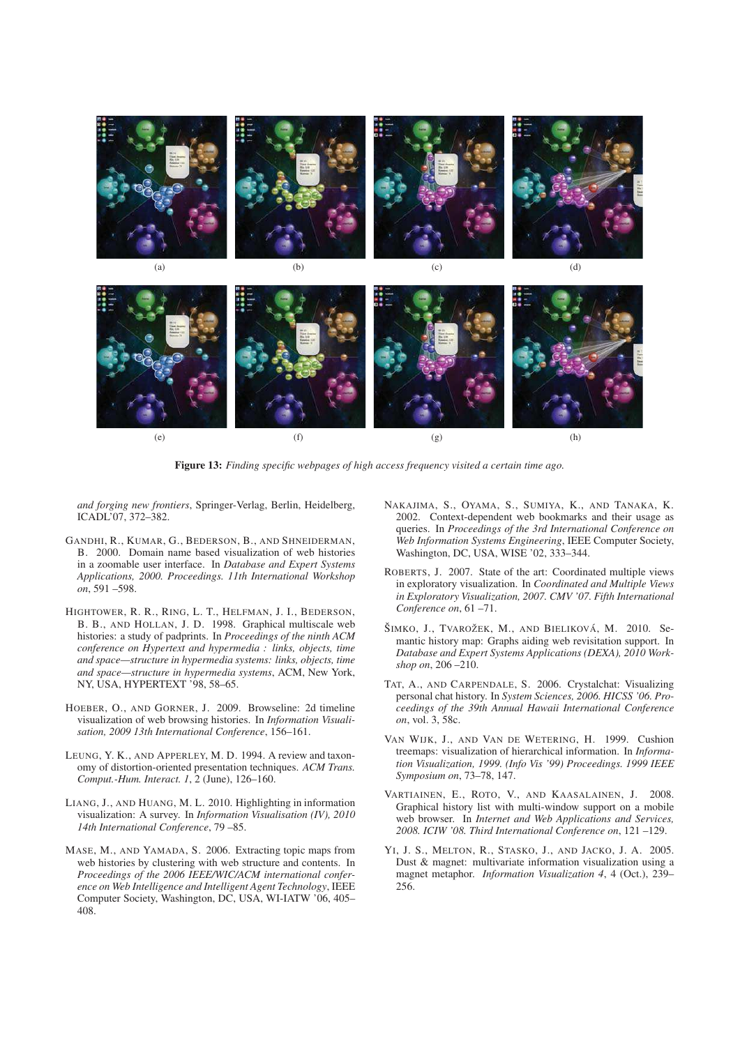(a) (b) (c) (d)

(e) (f) (g) (h)

**Figure 13:** *Finding specific webpages of high access frequency visited a certain time ago.*

*and forging new frontiers*, Springer-Verlag, Berlin, Heidelberg, ICADL'07, 372–382.

GANDHI, R., KUMAR, G., BEDERSON, B., AND SHNEIDERMAN, B. 2000. Domain name based visualization of web histories in a zoomable user interface. In *Database and Expert Systems Applications, 2000. Proceedings. 11th International Workshop on*, 591 –598.

HIGHTOWER, R. R., RING, L. T., HELFMAN, J. I., BEDERSON, B. B., AND HOLLAN, J. D. 1998. Graphical multiscale web histories: a study of padprints. In *Proceedings of the ninth ACM conference on Hypertext and hypermedia : links, objects, time and space—structure in hypermedia systems: links, objects, time and space—structure in hypermedia systems*, ACM, New York, NY, USA, HYPERTEXT '98, 58–65.

HOEBER, O., AND GORNER, J. 2009. Browseline: 2d timeline visualization of web browsing histories. In *Information Visualisation, 2009 13th International Conference*, 156–161.

LEUNG, Y. K., AND APPERLEY, M. D. 1994. A review and taxonomy of distortion-oriented presentation techniques. *ACM Trans. Comput.-Hum. Interact. 1*, 2 (June), 126–160.

LIANG, J., AND HUANG, M. L. 2010. Highlighting in information visualization: A survey. In *Information Visualisation (IV), 2010 14th International Conference*, 79 –85.

MASE, M., AND YAMADA, S. 2006. Extracting topic maps from web histories by clustering with web structure and contents. In *Proceedings of the 2006 IEEE/WIC/ACM international conference on Web Intelligence and Intelligent Agent Technology*, IEEE Computer Society, Washington, DC, USA, WI-IATW '06, 405–408.

NAKAJIMA, S., OYAMA, S., SUMIYA, K., AND TANAKA, K. 2002. Context-dependent web bookmarks and their usage as queries. In *Proceedings of the 3rd International Conference on Web Information Systems Engineering*, IEEE Computer Society, Washington, DC, USA, WISE '02, 333–344.

ROBERTS, J. 2007. State of the art: Coordinated multiple views in exploratory visualization. In *Coordinated and Multiple Views in Exploratory Visualization, 2007. CMV '07. Fifth International Conference on*, 61 –71.

ŠIMKO, J., TVAROŽEK, M., AND BIELIKOVÁ, M. 2010. Semantic history map: Graphs aiding web revisitation support. In *Database and Expert Systems Applications (DEXA), 2010 Workshop on*, 206 –210.

TAT, A., AND CARPENDALE, S. 2006. Crystalchat: Visualizing personal chat history. In *System Sciences, 2006. HICSS '06. Proceedings of the 39th Annual Hawaii International Conference on*, vol. 3, 58c.

VAN WIJK, J., AND VAN DE WETERING, H. 1999. Cushion treemaps: visualization of hierarchical information. In *Information Visualization, 1999. (Info Vis '99) Proceedings. 1999 IEEE Symposium on*, 73–78, 147.

VARTIAINEN, E., ROTO, V., AND KAASALAINEN, J. 2008. Graphical history list with multi-window support on a mobile web browser. In *Internet and Web Applications and Services, 2008. ICIW '08. Third International Conference on*, 121 –129.

YI, J. S., MELTON, R., STASKO, J., AND JACKO, J. A. 2005. Dust & magnet: multivariate information visualization using a magnet metaphor. *Information Visualization 4*, 4 (Oct.), 239–256.